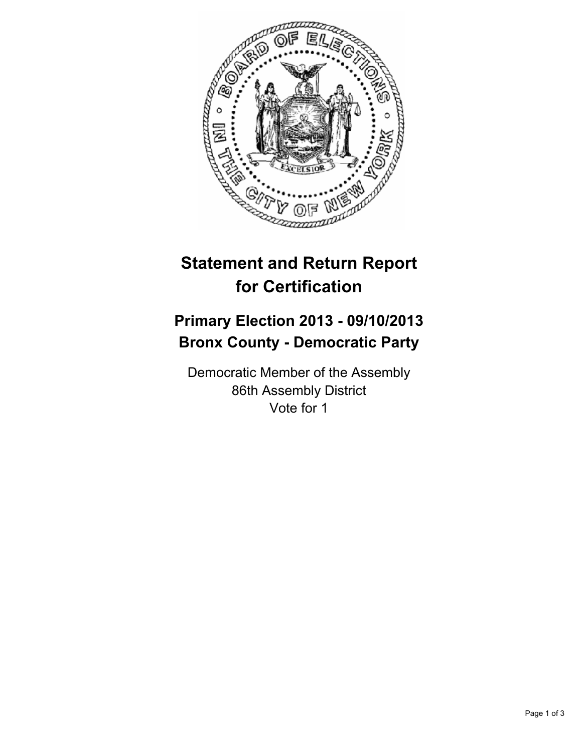# Statement and Return Report for Certification

## Primary Election 2013 - 09/10/2013
## Bronx County - Democratic Party

Democratic Member of the Assembly
86th Assembly District
Vote for 1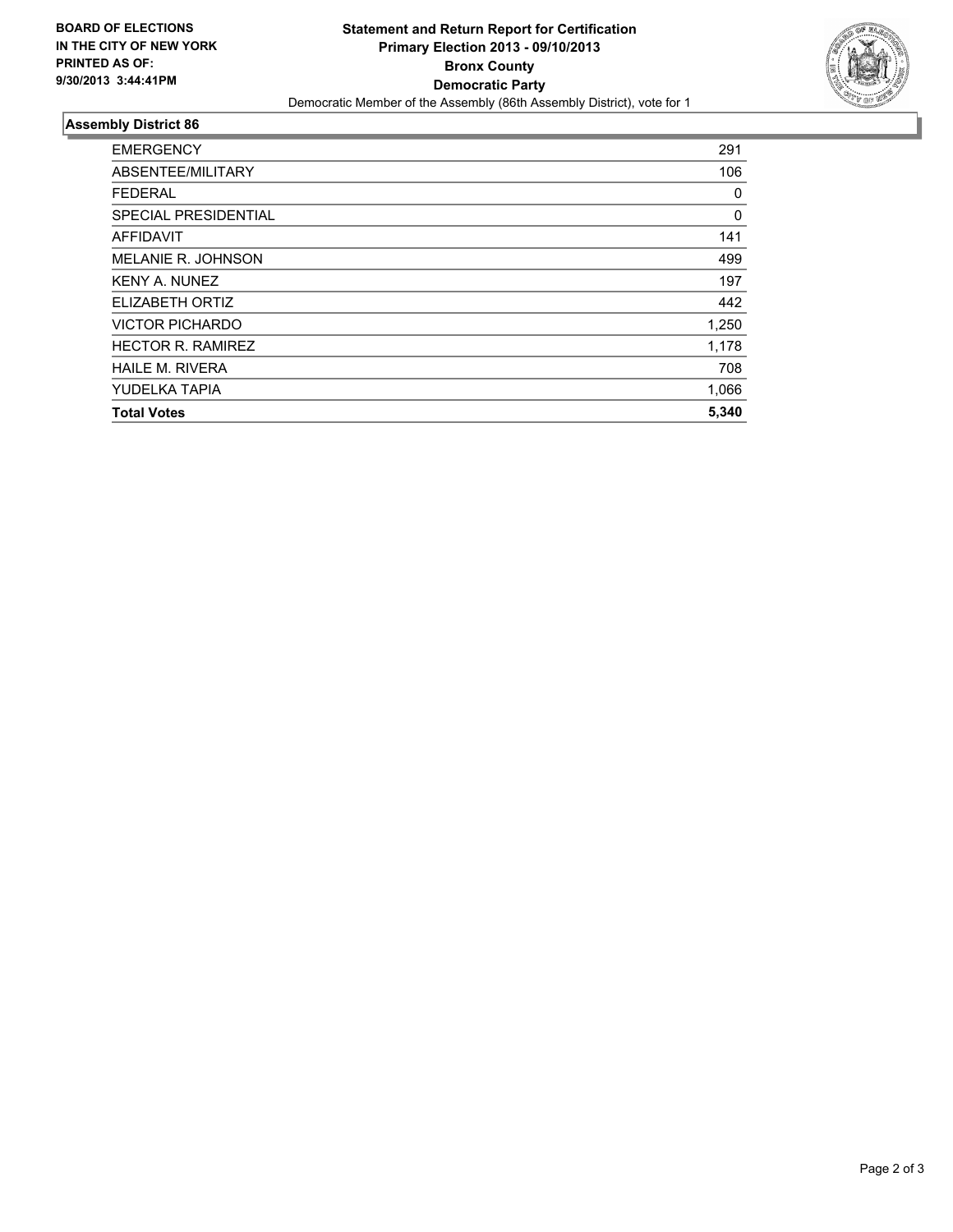**BOARD OF ELECTIONS IN THE CITY OF NEW YORK PRINTED AS OF: 9/30/2013 3:44:41PM**

**Statement and Return Report for Certification**
**Primary Election 2013 - 09/10/2013**
**Bronx County**
**Democratic Party**
Democratic Member of the Assembly (86th Assembly District), vote for 1

## Assembly District 86

| | |
|---|---|
| EMERGENCY | 291 |
| ABSENTEE/MILITARY | 106 |
| FEDERAL | 0 |
| SPECIAL PRESIDENTIAL | 0 |
| AFFIDAVIT | 141 |
| MELANIE R. JOHNSON | 499 |
| KENY A. NUNEZ | 197 |
| ELIZABETH ORTIZ | 442 |
| VICTOR PICHARDO | 1,250 |
| HECTOR R. RAMIREZ | 1,178 |
| HAILE M. RIVERA | 708 |
| YUDELKA TAPIA | 1,066 |
| **Total Votes** | **5,340** |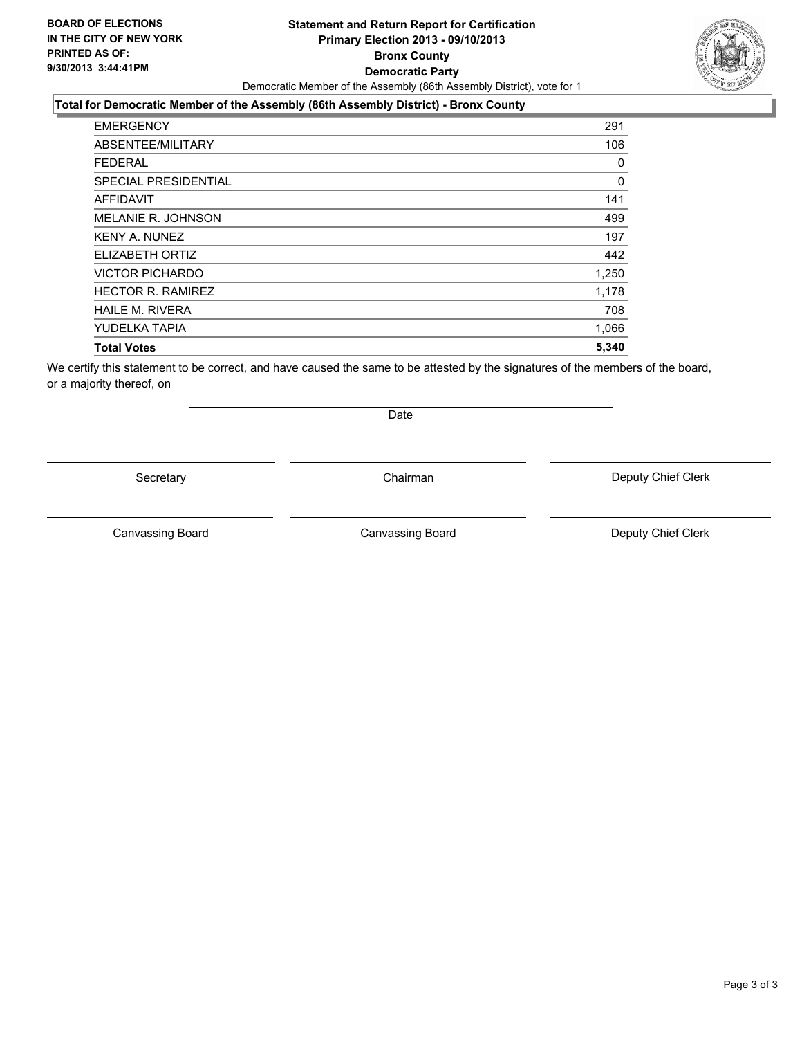**BOARD OF ELECTIONS IN THE CITY OF NEW YORK PRINTED AS OF: 9/30/2013 3:44:41PM**

# Statement and Return Report for Certification
## Primary Election 2013 - 09/10/2013
## Bronx County
## Democratic Party

Democratic Member of the Assembly (86th Assembly District), vote for 1

**Total for Democratic Member of the Assembly (86th Assembly District) - Bronx County**

| | |
|---|---|
| EMERGENCY | 291 |
| ABSENTEE/MILITARY | 106 |
| FEDERAL | 0 |
| SPECIAL PRESIDENTIAL | 0 |
| AFFIDAVIT | 141 |
| MELANIE R. JOHNSON | 499 |
| KENY A. NUNEZ | 197 |
| ELIZABETH ORTIZ | 442 |
| VICTOR PICHARDO | 1,250 |
| HECTOR R. RAMIREZ | 1,178 |
| HAILE M. RIVERA | 708 |
| YUDELKA TAPIA | 1,066 |
| **Total Votes** | **5,340** |

We certify this statement to be correct, and have caused the same to be attested by the signatures of the members of the board, or a majority thereof, on

Date

Secretary | Chairman | Deputy Chief Clerk

Canvassing Board | Canvassing Board | Deputy Chief Clerk